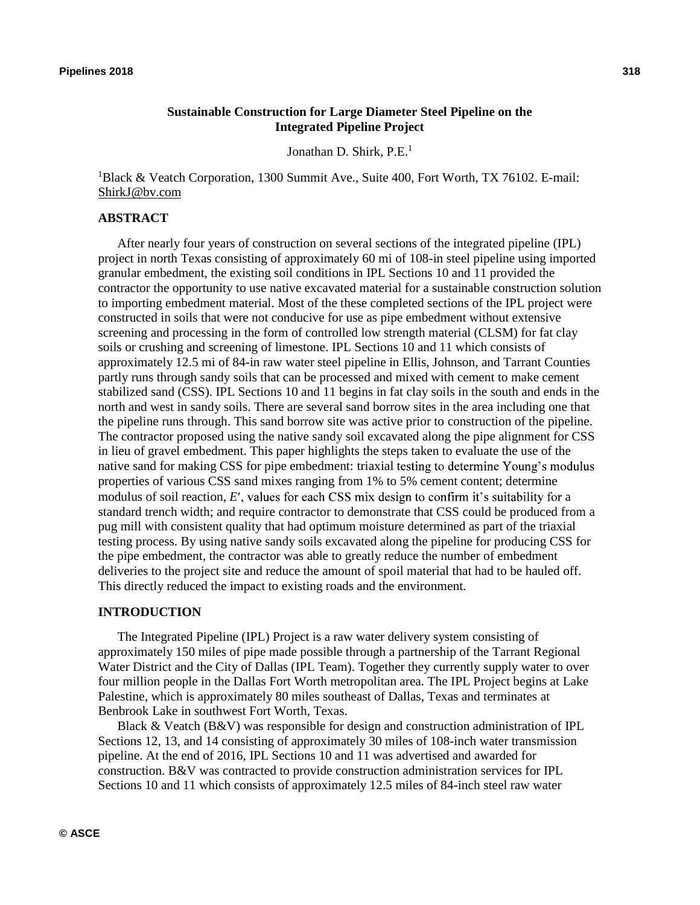# Sustainable Construction for Large Diameter Steel Pipeline on the Integrated Pipeline Project

Jonathan D. Shirk, P.E.[1]

[1]Black & Veatch Corporation, 1300 Summit Ave., Suite 400, Fort Worth, TX 76102. E-mail: ShirkJ@bv.com

## ABSTRACT

After nearly four years of construction on several sections of the integrated pipeline (IPL) project in north Texas consisting of approximately 60 mi of 108-in steel pipeline using imported granular embedment, the existing soil conditions in IPL Sections 10 and 11 provided the contractor the opportunity to use native excavated material for a sustainable construction solution to importing embedment material. Most of the these completed sections of the IPL project were constructed in soils that were not conducive for use as pipe embedment without extensive screening and processing in the form of controlled low strength material (CLSM) for fat clay soils or crushing and screening of limestone. IPL Sections 10 and 11 which consists of approximately 12.5 mi of 84-in raw water steel pipeline in Ellis, Johnson, and Tarrant Counties partly runs through sandy soils that can be processed and mixed with cement to make cement stabilized sand (CSS). IPL Sections 10 and 11 begins in fat clay soils in the south and ends in the north and west in sandy soils. There are several sand borrow sites in the area including one that the pipeline runs through. This sand borrow site was active prior to construction of the pipeline. The contractor proposed using the native sandy soil excavated along the pipe alignment for CSS in lieu of gravel embedment. This paper highlights the steps taken to evaluate the use of the native sand for making CSS for pipe embedment: triaxial testing to determine Young's modulus properties of various CSS sand mixes ranging from 1% to 5% cement content; determine modulus of soil reaction, $E'$, values for each CSS mix design to confirm it's suitability for a standard trench width; and require contractor to demonstrate that CSS could be produced from a pug mill with consistent quality that had optimum moisture determined as part of the triaxial testing process. By using native sandy soils excavated along the pipeline for producing CSS for the pipe embedment, the contractor was able to greatly reduce the number of embedment deliveries to the project site and reduce the amount of spoil material that had to be hauled off. This directly reduced the impact to existing roads and the environment.

## INTRODUCTION

The Integrated Pipeline (IPL) Project is a raw water delivery system consisting of approximately 150 miles of pipe made possible through a partnership of the Tarrant Regional Water District and the City of Dallas (IPL Team). Together they currently supply water to over four million people in the Dallas Fort Worth metropolitan area. The IPL Project begins at Lake Palestine, which is approximately 80 miles southeast of Dallas, Texas and terminates at Benbrook Lake in southwest Fort Worth, Texas.

Black & Veatch (B&V) was responsible for design and construction administration of IPL Sections 12, 13, and 14 consisting of approximately 30 miles of 108-inch water transmission pipeline. At the end of 2016, IPL Sections 10 and 11 was advertised and awarded for construction. B&V was contracted to provide construction administration services for IPL Sections 10 and 11 which consists of approximately 12.5 miles of 84-inch steel raw water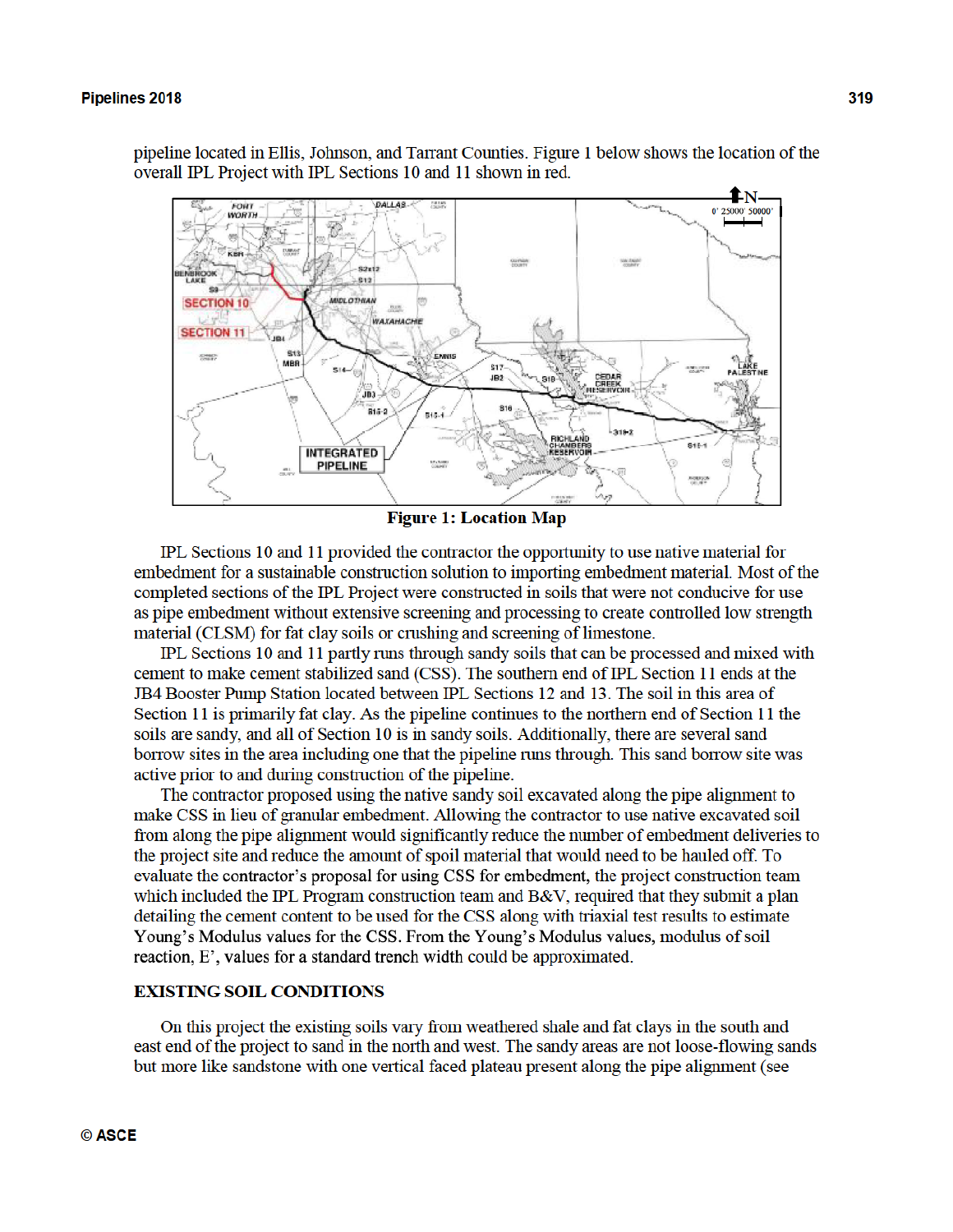pipeline located in Ellis, Johnson, and Tarrant Counties. Figure 1 below shows the location of the overall IPL Project with IPL Sections 10 and 11 shown in red.

**Figure 1: Location Map**

IPL Sections 10 and 11 provided the contractor the opportunity to use native material for embedment for a sustainable construction solution to importing embedment material. Most of the completed sections of the IPL Project were constructed in soils that were not conducive for use as pipe embedment without extensive screening and processing to create controlled low strength material (CLSM) for fat clay soils or crushing and screening of limestone.

IPL Sections 10 and 11 partly runs through sandy soils that can be processed and mixed with cement to make cement stabilized sand (CSS). The southern end of IPL Section 11 ends at the JB4 Booster Pump Station located between IPL Sections 12 and 13. The soil in this area of Section 11 is primarily fat clay. As the pipeline continues to the northern end of Section 11 the soils are sandy, and all of Section 10 is in sandy soils. Additionally, there are several sand borrow sites in the area including one that the pipeline runs through. This sand borrow site was active prior to and during construction of the pipeline.

The contractor proposed using the native sandy soil excavated along the pipe alignment to make CSS in lieu of granular embedment. Allowing the contractor to use native excavated soil from along the pipe alignment would significantly reduce the number of embedment deliveries to the project site and reduce the amount of spoil material that would need to be hauled off. To evaluate the contractor's proposal for using CSS for embedment, the project construction team which included the IPL Program construction team and B&V, required that they submit a plan detailing the cement content to be used for the CSS along with triaxial test results to estimate Young's Modulus values for the CSS. From the Young's Modulus values, modulus of soil reaction, E', values for a standard trench width could be approximated.

## EXISTING SOIL CONDITIONS

On this project the existing soils vary from weathered shale and fat clays in the south and east end of the project to sand in the north and west. The sandy areas are not loose-flowing sands but more like sandstone with one vertical faced plateau present along the pipe alignment (see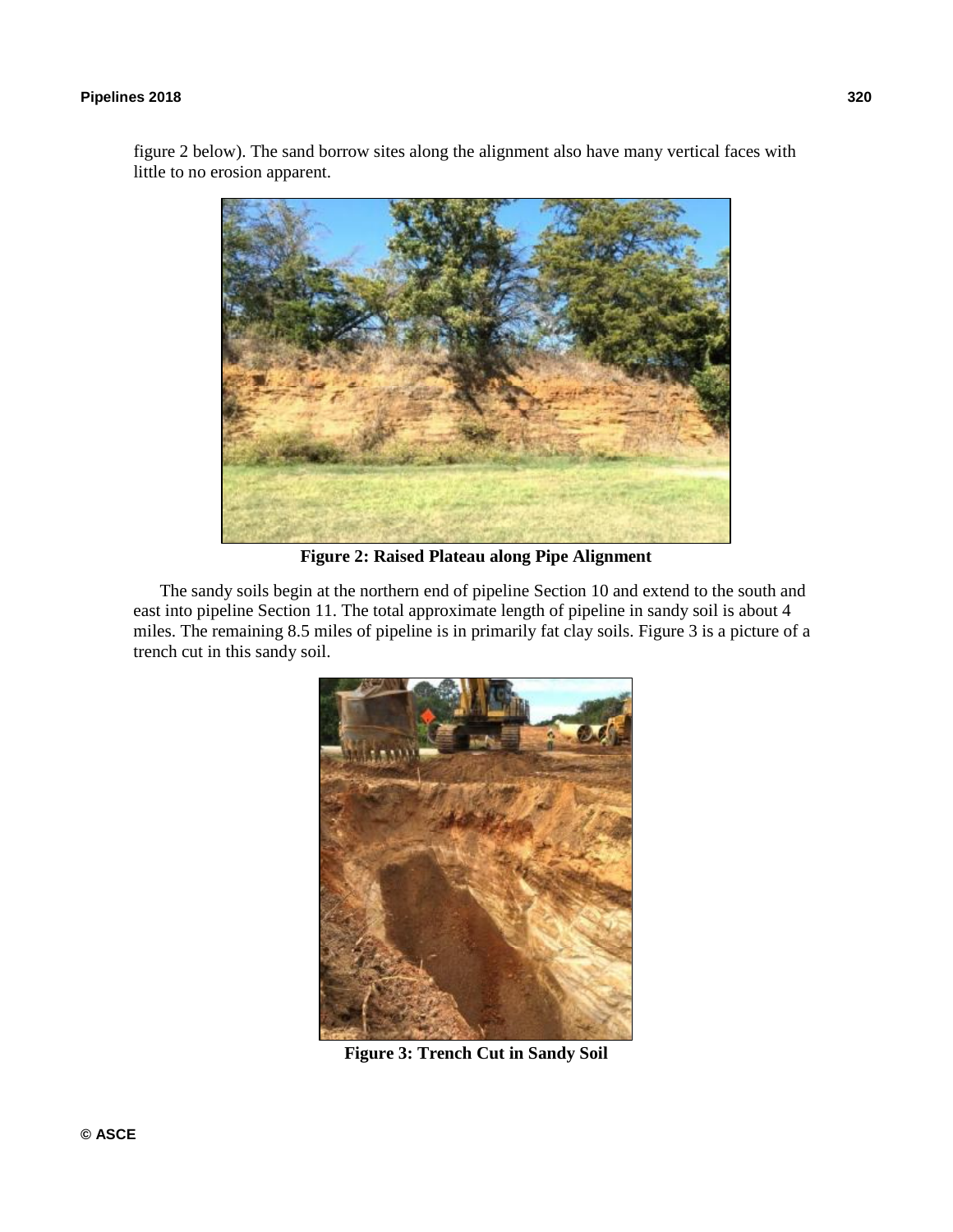figure 2 below). The sand borrow sites along the alignment also have many vertical faces with little to no erosion apparent.

**Figure 2: Raised Plateau along Pipe Alignment**

The sandy soils begin at the northern end of pipeline Section 10 and extend to the south and east into pipeline Section 11. The total approximate length of pipeline in sandy soil is about 4 miles. The remaining 8.5 miles of pipeline is in primarily fat clay soils. Figure 3 is a picture of a trench cut in this sandy soil.

**Figure 3: Trench Cut in Sandy Soil**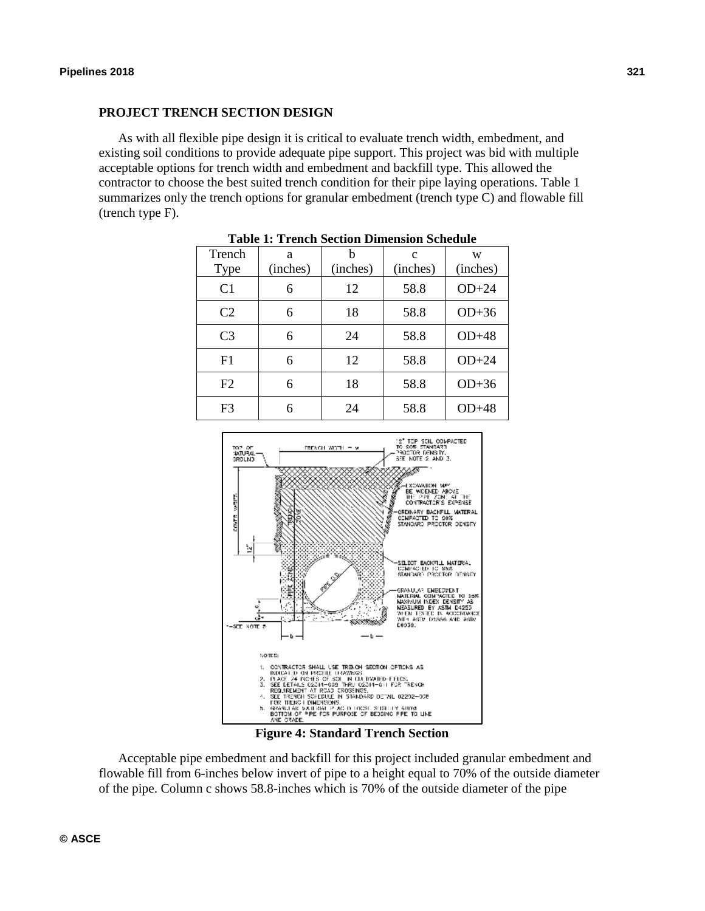## PROJECT TRENCH SECTION DESIGN

As with all flexible pipe design it is critical to evaluate trench width, embedment, and existing soil conditions to provide adequate pipe support. This project was bid with multiple acceptable options for trench width and embedment and backfill type. This allowed the contractor to choose the best suited trench condition for their pipe laying operations. Table 1 summarizes only the trench options for granular embedment (trench type C) and flowable fill (trench type F).

**Table 1: Trench Section Dimension Schedule**

| Trench Type | a (inches) | b (inches) | c (inches) | w (inches) |
|---|---|---|---|---|
| C1 | 6 | 12 | 58.8 | OD+24 |
| C2 | 6 | 18 | 58.8 | OD+36 |
| C3 | 6 | 24 | 58.8 | OD+48 |
| F1 | 6 | 12 | 58.8 | OD+24 |
| F2 | 6 | 18 | 58.8 | OD+36 |
| F3 | 6 | 24 | 58.8 | OD+48 |

**Figure 4: Standard Trench Section**

Acceptable pipe embedment and backfill for this project included granular embedment and flowable fill from 6-inches below invert of pipe to a height equal to 70% of the outside diameter of the pipe. Column c shows 58.8-inches which is 70% of the outside diameter of the pipe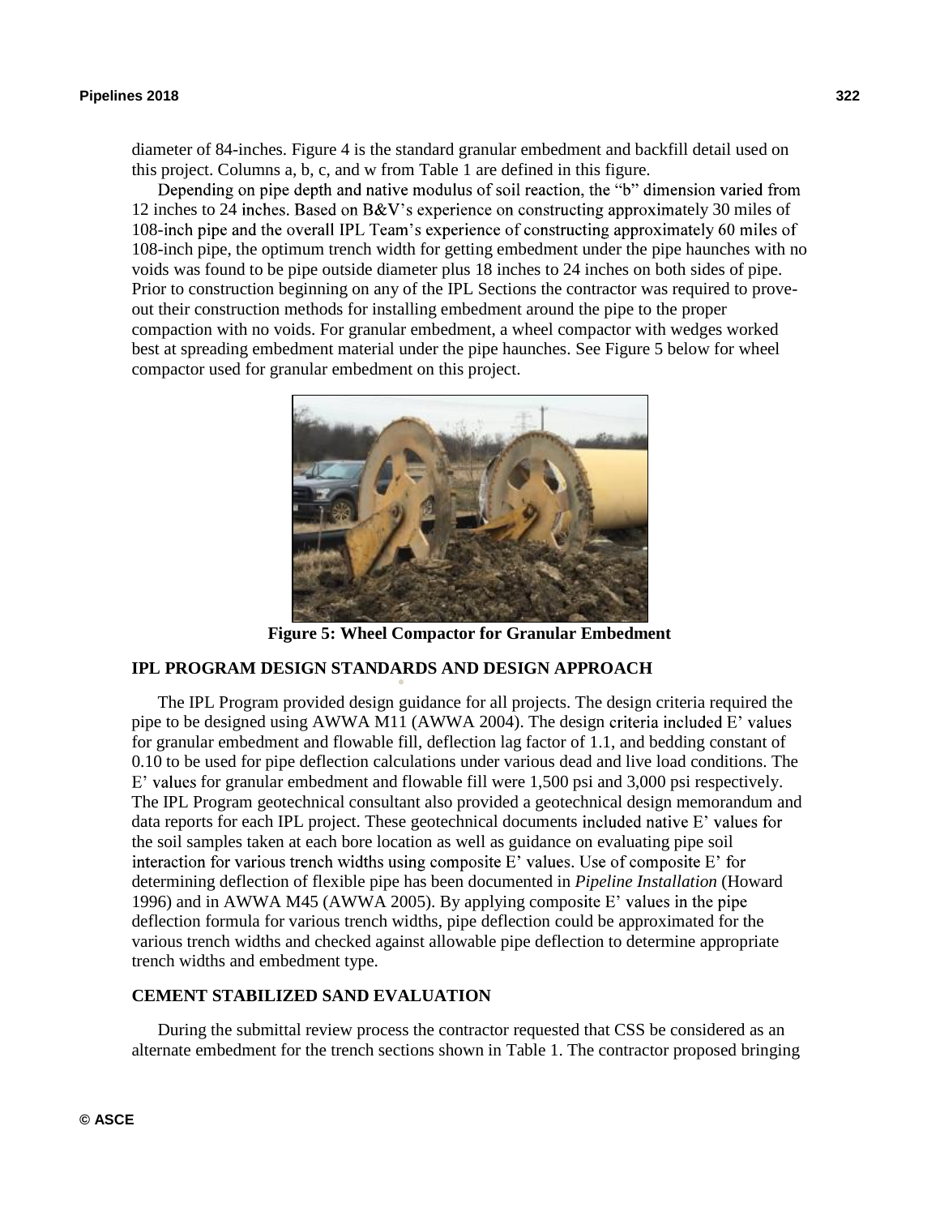diameter of 84-inches. Figure 4 is the standard granular embedment and backfill detail used on this project. Columns a, b, c, and w from Table 1 are defined in this figure.

Depending on pipe depth and native modulus of soil reaction, the "b" dimension varied from 12 inches to 24 inches. Based on B&V's experience on constructing approximately 30 miles of 108-inch pipe and the overall IPL Team's experience of constructing approximately 60 miles of 108-inch pipe, the optimum trench width for getting embedment under the pipe haunches with no voids was found to be pipe outside diameter plus 18 inches to 24 inches on both sides of pipe. Prior to construction beginning on any of the IPL Sections the contractor was required to prove-out their construction methods for installing embedment around the pipe to the proper compaction with no voids. For granular embedment, a wheel compactor with wedges worked best at spreading embedment material under the pipe haunches. See Figure 5 below for wheel compactor used for granular embedment on this project.

**Figure 5: Wheel Compactor for Granular Embedment**

## IPL PROGRAM DESIGN STANDARDS AND DESIGN APPROACH

The IPL Program provided design guidance for all projects. The design criteria required the pipe to be designed using AWWA M11 (AWWA 2004). The design criteria included E' values for granular embedment and flowable fill, deflection lag factor of 1.1, and bedding constant of 0.10 to be used for pipe deflection calculations under various dead and live load conditions. The E' values for granular embedment and flowable fill were 1,500 psi and 3,000 psi respectively. The IPL Program geotechnical consultant also provided a geotechnical design memorandum and data reports for each IPL project. These geotechnical documents included native E' values for the soil samples taken at each bore location as well as guidance on evaluating pipe soil interaction for various trench widths using composite E' values. Use of composite E' for determining deflection of flexible pipe has been documented in *Pipeline Installation* (Howard 1996) and in AWWA M45 (AWWA 2005). By applying composite E' values in the pipe deflection formula for various trench widths, pipe deflection could be approximated for the various trench widths and checked against allowable pipe deflection to determine appropriate trench widths and embedment type.

## CEMENT STABILIZED SAND EVALUATION

During the submittal review process the contractor requested that CSS be considered as an alternate embedment for the trench sections shown in Table 1. The contractor proposed bringing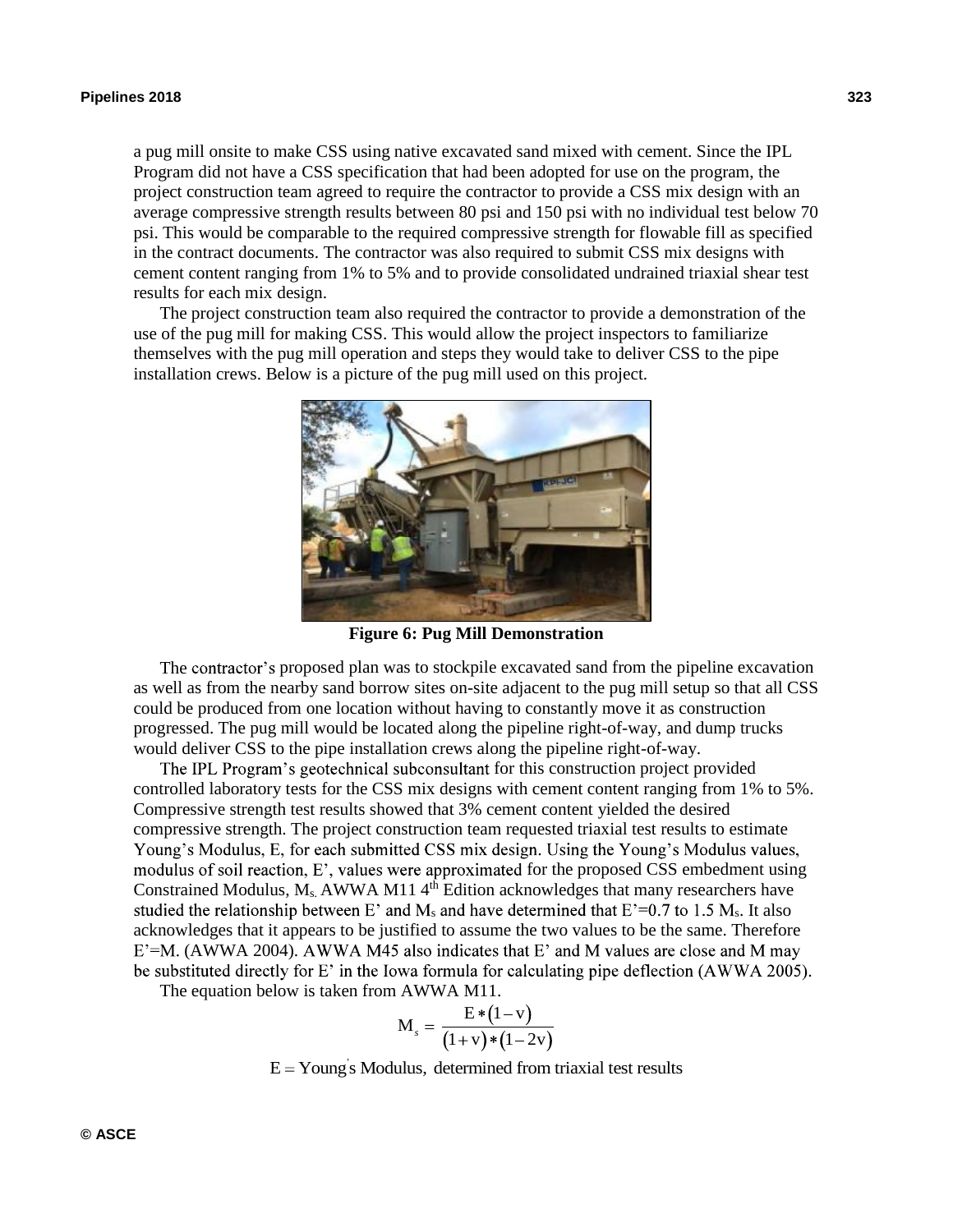a pug mill onsite to make CSS using native excavated sand mixed with cement. Since the IPL Program did not have a CSS specification that had been adopted for use on the program, the project construction team agreed to require the contractor to provide a CSS mix design with an average compressive strength results between 80 psi and 150 psi with no individual test below 70 psi. This would be comparable to the required compressive strength for flowable fill as specified in the contract documents. The contractor was also required to submit CSS mix designs with cement content ranging from 1% to 5% and to provide consolidated undrained triaxial shear test results for each mix design.

The project construction team also required the contractor to provide a demonstration of the use of the pug mill for making CSS. This would allow the project inspectors to familiarize themselves with the pug mill operation and steps they would take to deliver CSS to the pipe installation crews. Below is a picture of the pug mill used on this project.

**Figure 6: Pug Mill Demonstration**

The contractor's proposed plan was to stockpile excavated sand from the pipeline excavation as well as from the nearby sand borrow sites on-site adjacent to the pug mill setup so that all CSS could be produced from one location without having to constantly move it as construction progressed. The pug mill would be located along the pipeline right-of-way, and dump trucks would deliver CSS to the pipe installation crews along the pipeline right-of-way.

The IPL Program's geotechnical subconsultant for this construction project provided controlled laboratory tests for the CSS mix designs with cement content ranging from 1% to 5%. Compressive strength test results showed that 3% cement content yielded the desired compressive strength. The project construction team requested triaxial test results to estimate Young's Modulus, E, for each submitted CSS mix design. Using the Young's Modulus values, modulus of soil reaction, E', values were approximated for the proposed CSS embedment using Constrained Modulus, $M_s$. AWWA M11 4[th] Edition acknowledges that many researchers have studied the relationship between E' and $M_s$ and have determined that E'=0.7 to 1.5 $M_s$. It also acknowledges that it appears to be justified to assume the two values to be the same. Therefore E'=M. (AWWA 2004). AWWA M45 also indicates that E' and M values are close and M may be substituted directly for E' in the Iowa formula for calculating pipe deflection (AWWA 2005).

The equation below is taken from AWWA M11.

$$M_s = \frac{E * (1 - v)}{(1 + v) * (1 - 2v)}$$

E = Young's Modulus, determined from triaxial test results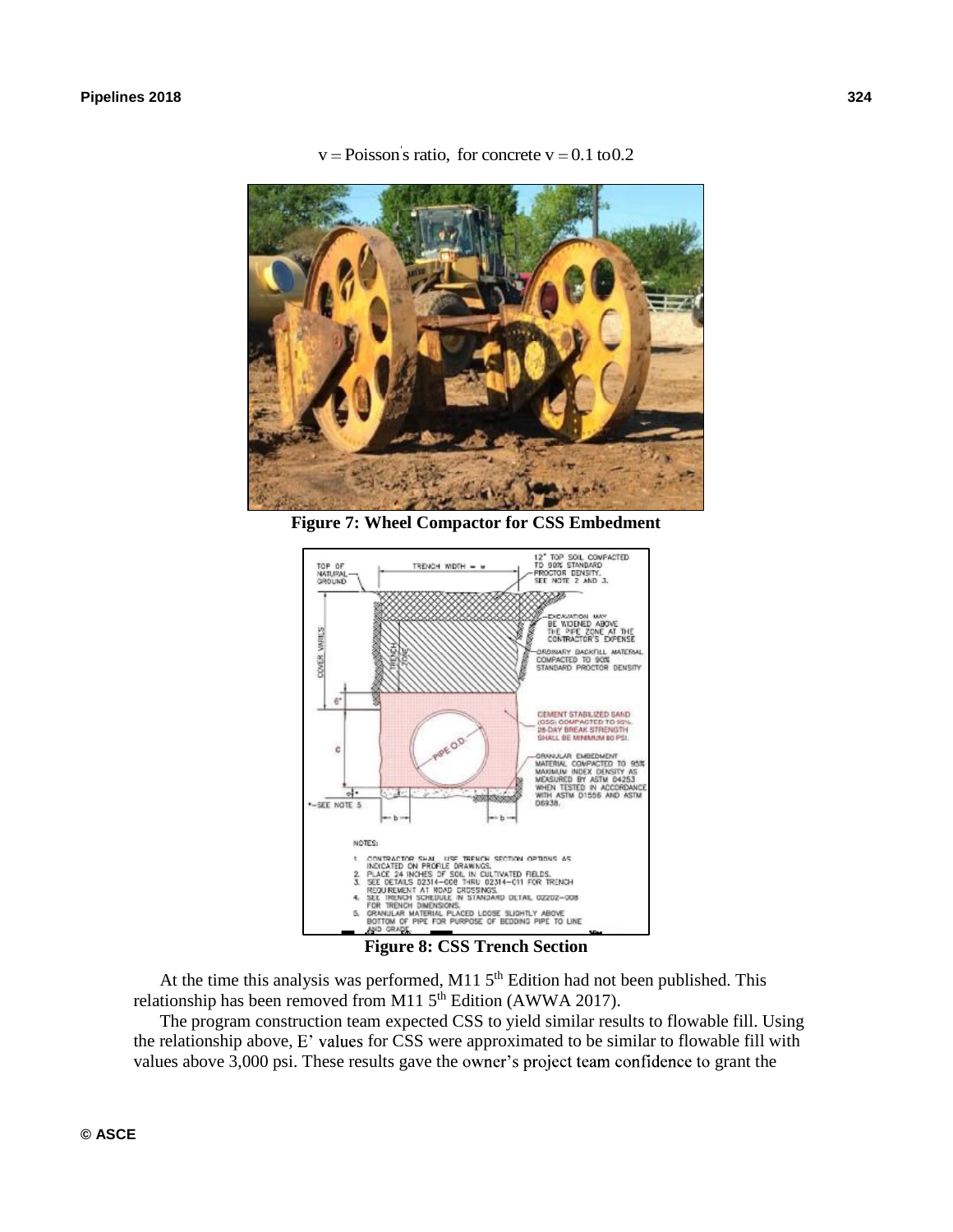$$v = \text{Poisson's ratio, for concrete } v = 0.1 \text{ to } 0.2$$

**Figure 7: Wheel Compactor for CSS Embedment**

**Figure 8: CSS Trench Section**

At the time this analysis was performed, M11 5th Edition had not been published. This relationship has been removed from M11 5th Edition (AWWA 2017).

The program construction team expected CSS to yield similar results to flowable fill. Using the relationship above, E' values for CSS were approximated to be similar to flowable fill with values above 3,000 psi. These results gave the owner's project team confidence to grant the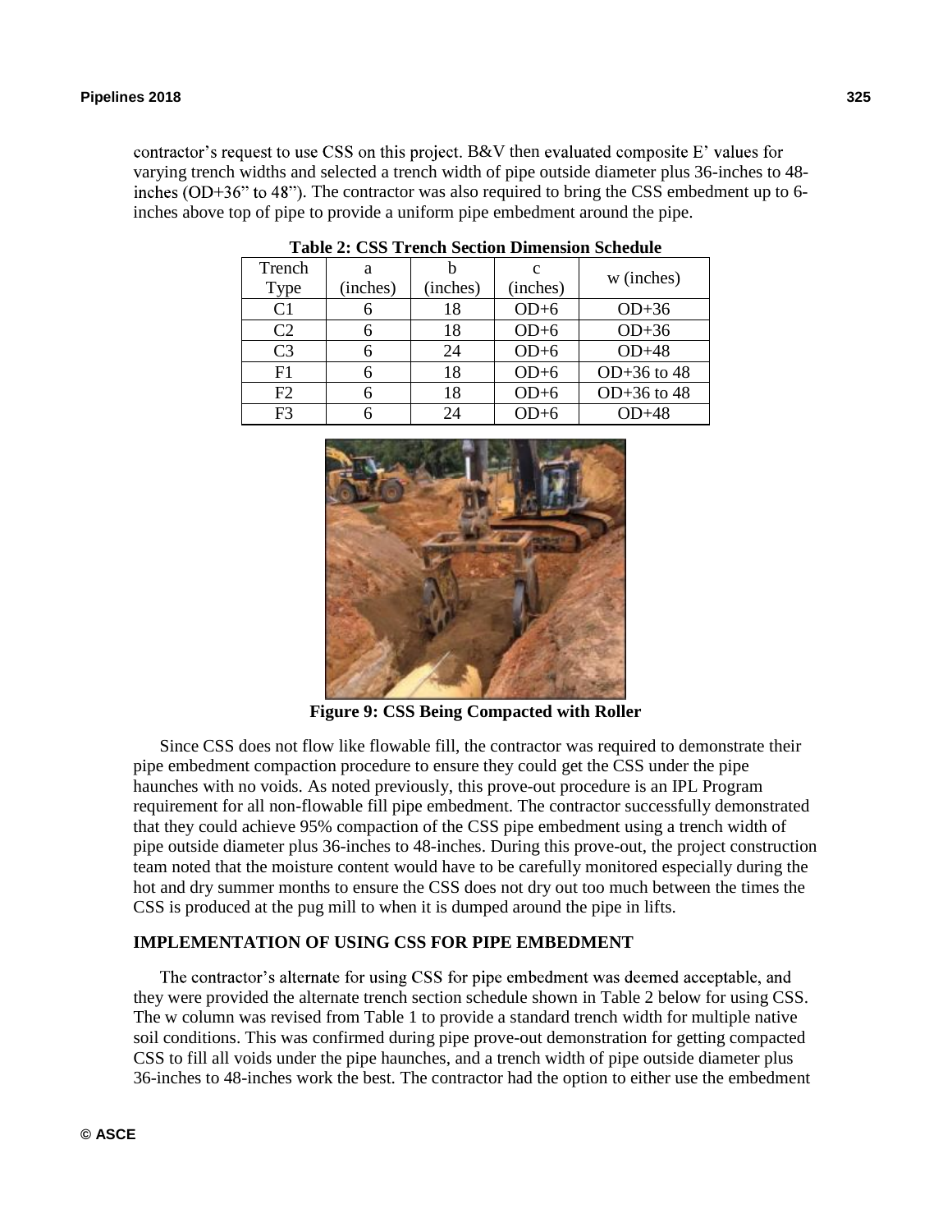contractor's request to use CSS on this project. B&V then evaluated composite E' values for varying trench widths and selected a trench width of pipe outside diameter plus 36-inches to 48-inches (OD+36" to 48"). The contractor was also required to bring the CSS embedment up to 6-inches above top of pipe to provide a uniform pipe embedment around the pipe.

**Table 2: CSS Trench Section Dimension Schedule**

| Trench Type | a (inches) | b (inches) | c (inches) | w (inches) |
|---|---|---|---|---|
| C1 | 6 | 18 | OD+6 | OD+36 |
| C2 | 6 | 18 | OD+6 | OD+36 |
| C3 | 6 | 24 | OD+6 | OD+48 |
| F1 | 6 | 18 | OD+6 | OD+36 to 48 |
| F2 | 6 | 18 | OD+6 | OD+36 to 48 |
| F3 | 6 | 24 | OD+6 | OD+48 |

**Figure 9: CSS Being Compacted with Roller**

Since CSS does not flow like flowable fill, the contractor was required to demonstrate their pipe embedment compaction procedure to ensure they could get the CSS under the pipe haunches with no voids. As noted previously, this prove-out procedure is an IPL Program requirement for all non-flowable fill pipe embedment. The contractor successfully demonstrated that they could achieve 95% compaction of the CSS pipe embedment using a trench width of pipe outside diameter plus 36-inches to 48-inches. During this prove-out, the project construction team noted that the moisture content would have to be carefully monitored especially during the hot and dry summer months to ensure the CSS does not dry out too much between the times the CSS is produced at the pug mill to when it is dumped around the pipe in lifts.

## IMPLEMENTATION OF USING CSS FOR PIPE EMBEDMENT

The contractor's alternate for using CSS for pipe embedment was deemed acceptable, and they were provided the alternate trench section schedule shown in Table 2 below for using CSS. The w column was revised from Table 1 to provide a standard trench width for multiple native soil conditions. This was confirmed during pipe prove-out demonstration for getting compacted CSS to fill all voids under the pipe haunches, and a trench width of pipe outside diameter plus 36-inches to 48-inches work the best. The contractor had the option to either use the embedment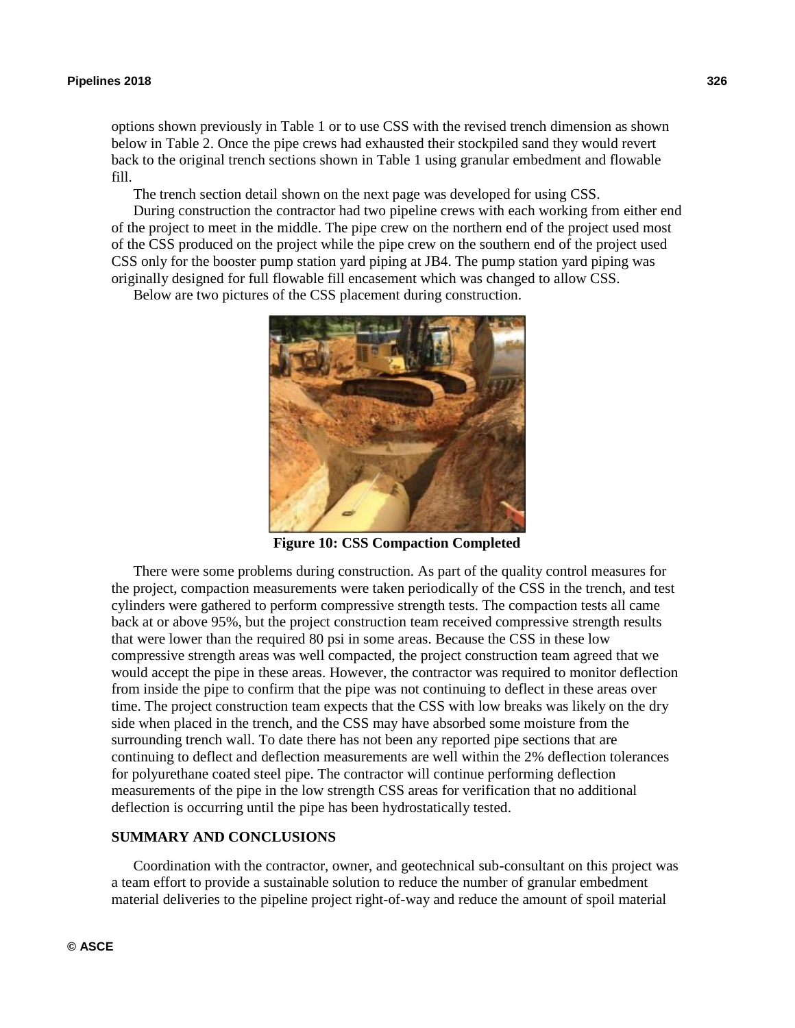options shown previously in Table 1 or to use CSS with the revised trench dimension as shown below in Table 2. Once the pipe crews had exhausted their stockpiled sand they would revert back to the original trench sections shown in Table 1 using granular embedment and flowable fill.

The trench section detail shown on the next page was developed for using CSS.

During construction the contractor had two pipeline crews with each working from either end of the project to meet in the middle. The pipe crew on the northern end of the project used most of the CSS produced on the project while the pipe crew on the southern end of the project used CSS only for the booster pump station yard piping at JB4. The pump station yard piping was originally designed for full flowable fill encasement which was changed to allow CSS.

Below are two pictures of the CSS placement during construction.

**Figure 10: CSS Compaction Completed**

There were some problems during construction. As part of the quality control measures for the project, compaction measurements were taken periodically of the CSS in the trench, and test cylinders were gathered to perform compressive strength tests. The compaction tests all came back at or above 95%, but the project construction team received compressive strength results that were lower than the required 80 psi in some areas. Because the CSS in these low compressive strength areas was well compacted, the project construction team agreed that we would accept the pipe in these areas. However, the contractor was required to monitor deflection from inside the pipe to confirm that the pipe was not continuing to deflect in these areas over time. The project construction team expects that the CSS with low breaks was likely on the dry side when placed in the trench, and the CSS may have absorbed some moisture from the surrounding trench wall. To date there has not been any reported pipe sections that are continuing to deflect and deflection measurements are well within the 2% deflection tolerances for polyurethane coated steel pipe. The contractor will continue performing deflection measurements of the pipe in the low strength CSS areas for verification that no additional deflection is occurring until the pipe has been hydrostatically tested.

## SUMMARY AND CONCLUSIONS

Coordination with the contractor, owner, and geotechnical sub-consultant on this project was a team effort to provide a sustainable solution to reduce the number of granular embedment material deliveries to the pipeline project right-of-way and reduce the amount of spoil material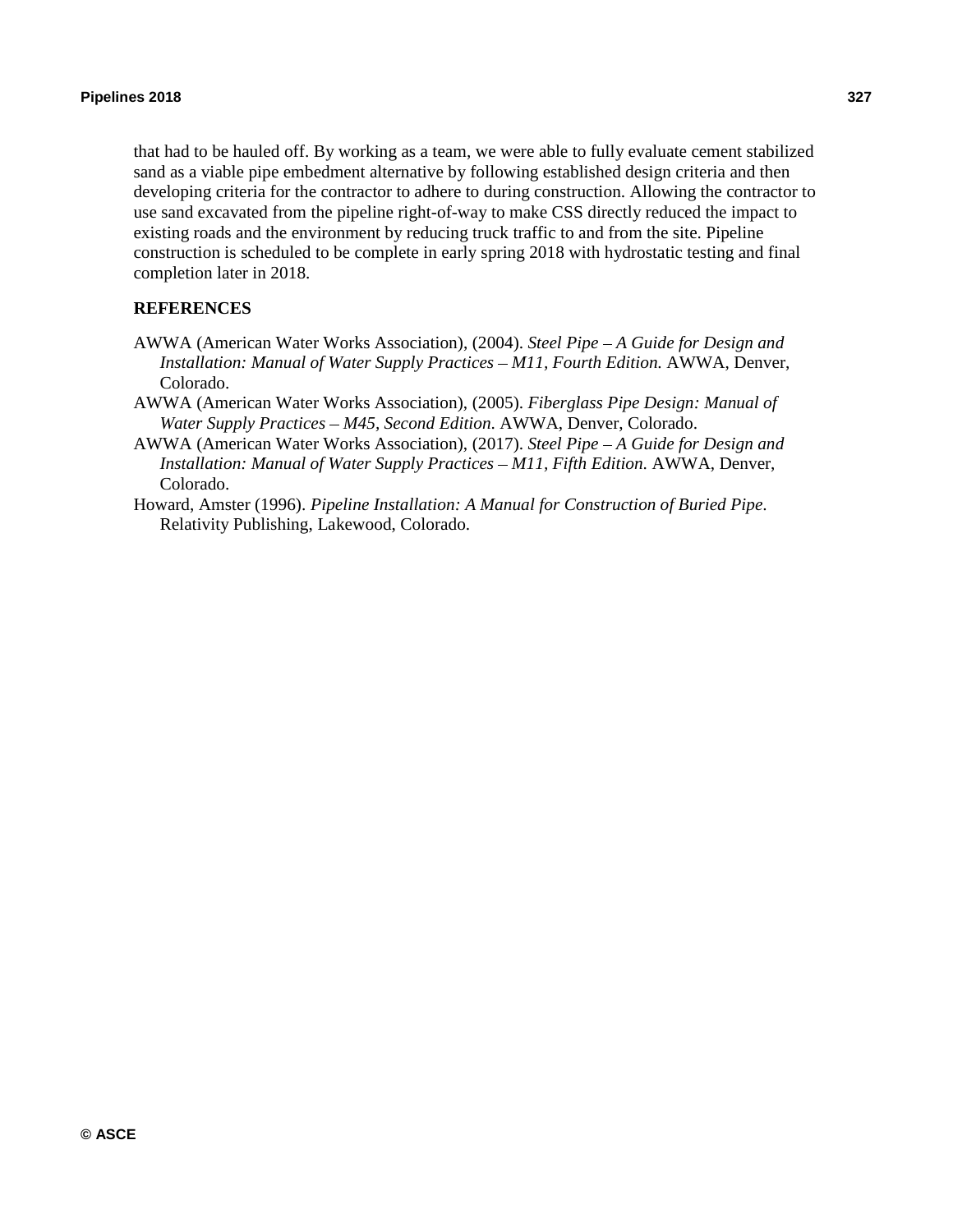that had to be hauled off. By working as a team, we were able to fully evaluate cement stabilized sand as a viable pipe embedment alternative by following established design criteria and then developing criteria for the contractor to adhere to during construction. Allowing the contractor to use sand excavated from the pipeline right-of-way to make CSS directly reduced the impact to existing roads and the environment by reducing truck traffic to and from the site. Pipeline construction is scheduled to be complete in early spring 2018 with hydrostatic testing and final completion later in 2018.

## REFERENCES

AWWA (American Water Works Association), (2004). *Steel Pipe – A Guide for Design and Installation: Manual of Water Supply Practices – M11, Fourth Edition.* AWWA, Denver, Colorado.

AWWA (American Water Works Association), (2005). *Fiberglass Pipe Design: Manual of Water Supply Practices – M45, Second Edition*. AWWA, Denver, Colorado.

AWWA (American Water Works Association), (2017). *Steel Pipe – A Guide for Design and Installation: Manual of Water Supply Practices – M11, Fifth Edition.* AWWA, Denver, Colorado.

Howard, Amster (1996). *Pipeline Installation: A Manual for Construction of Buried Pipe*. Relativity Publishing, Lakewood, Colorado.